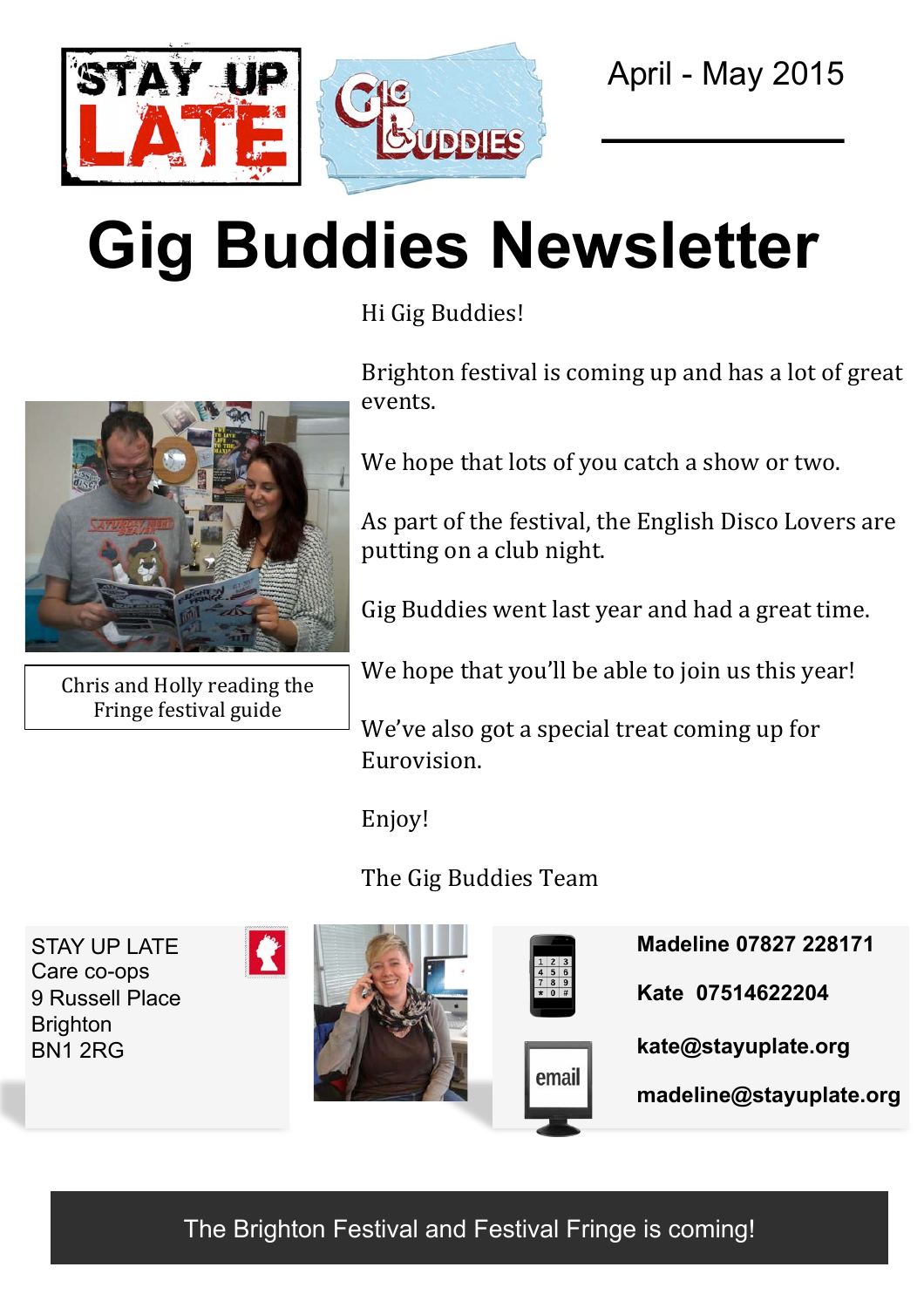April - May 2015

# Gig Buddies Newsletter

Hi Gig Buddies!

Brighton festival is coming up and has a lot of great events.

We hope that lots of you catch a show or two.

As part of the festival, the English Disco Lovers are putting on a club night.

Gig Buddies went last year and had a great time.

We hope that you'll be able to join us this year!

We've also got a special treat coming up for Eurovision.

Enjoy!

The Gig Buddies Team

Chris and Holly reading the Fringe festival guide

STAY UP LATE
Care co-ops
9 Russell Place
Brighton
BN1 2RG

**Madeline 07827 228171**

**Kate 07514622204**

**kate@stayuplate.org**

**madeline@stayuplate.org**

The Brighton Festival and Festival Fringe is coming!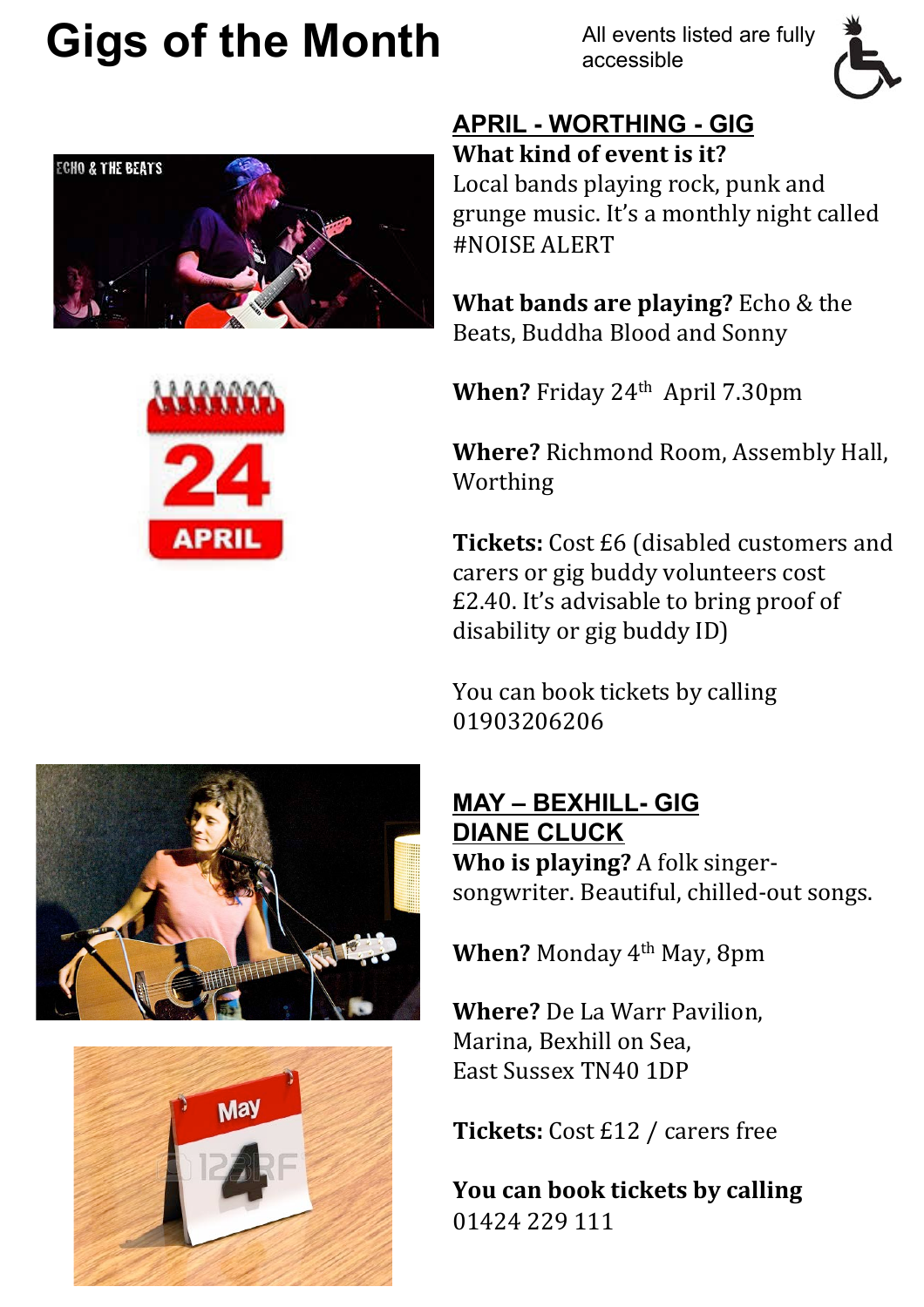# Gigs of the Month

All events listed are fully accessible

## APRIL - WORTHING - GIG

**What kind of event is it?**
Local bands playing rock, punk and grunge music. It's a monthly night called #NOISE ALERT

**What bands are playing?** Echo & the Beats, Buddha Blood and Sonny

**When?** Friday 24th April 7.30pm

**Where?** Richmond Room, Assembly Hall, Worthing

**Tickets:** Cost £6 (disabled customers and carers or gig buddy volunteers cost £2.40. It's advisable to bring proof of disability or gig buddy ID)

You can book tickets by calling 01903206206

## MAY – BEXHILL- GIG
## DIANE CLUCK

**Who is playing?** A folk singer-songwriter. Beautiful, chilled-out songs.

**When?** Monday 4th May, 8pm

**Where?** De La Warr Pavilion, Marina, Bexhill on Sea, East Sussex TN40 1DP

**Tickets:** Cost £12 / carers free

**You can book tickets by calling**
01424 229 111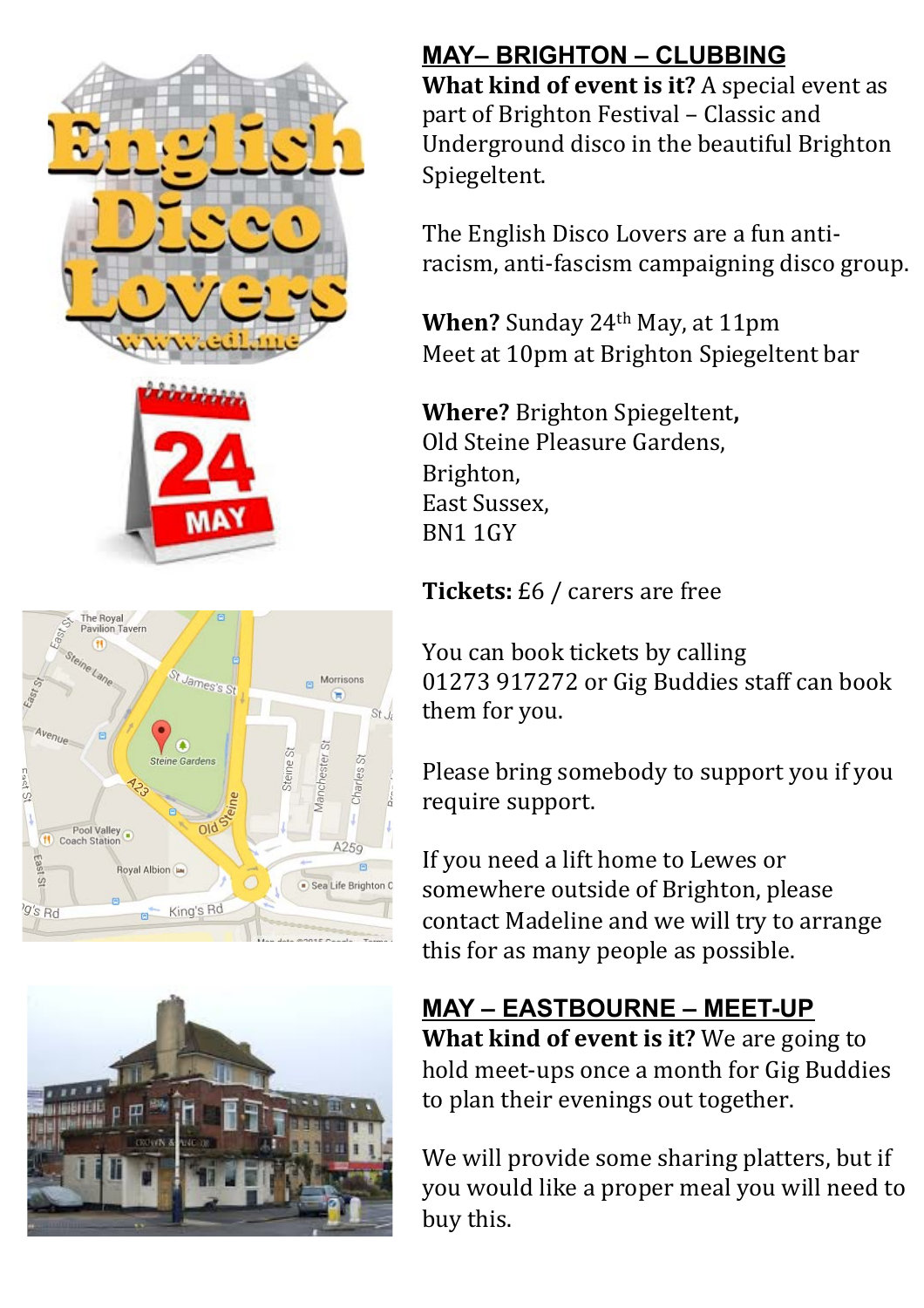## MAY– BRIGHTON – CLUBBING

**What kind of event is it?** A special event as part of Brighton Festival – Classic and Underground disco in the beautiful Brighton Spiegeltent.

The English Disco Lovers are a fun anti-racism, anti-fascism campaigning disco group.

**When?** Sunday 24th May, at 11pm
Meet at 10pm at Brighton Spiegeltent bar

**Where?** Brighton Spiegeltent**,**
Old Steine Pleasure Gardens,
Brighton,
East Sussex,
BN1 1GY

**Tickets:** £6 / carers are free

You can book tickets by calling 01273 917272 or Gig Buddies staff can book them for you.

Please bring somebody to support you if you require support.

If you need a lift home to Lewes or somewhere outside of Brighton, please contact Madeline and we will try to arrange this for as many people as possible.

## MAY – EASTBOURNE – MEET-UP

**What kind of event is it?** We are going to hold meet-ups once a month for Gig Buddies to plan their evenings out together.

We will provide some sharing platters, but if you would like a proper meal you will need to buy this.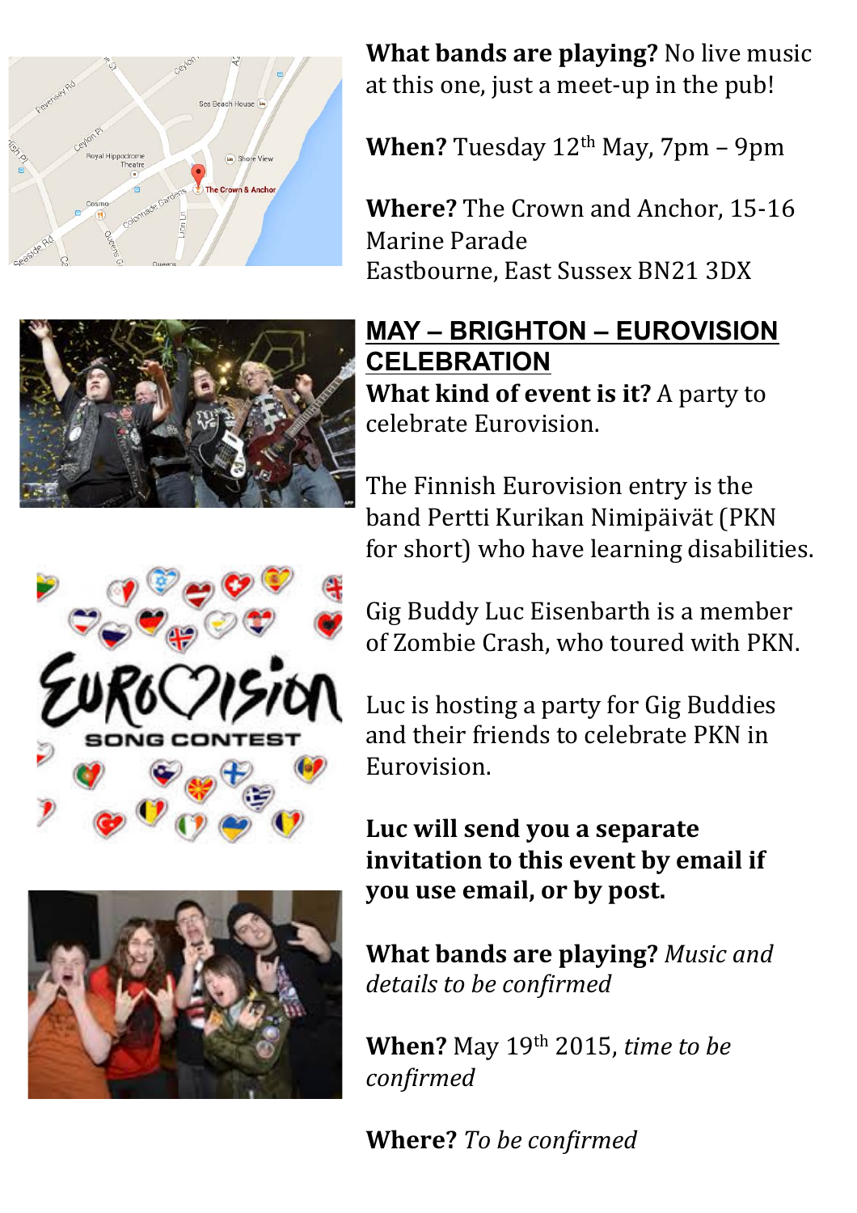**What bands are playing?** No live music at this one, just a meet-up in the pub!

**When?** Tuesday 12th May, 7pm – 9pm

**Where?** The Crown and Anchor, 15-16 Marine Parade
Eastbourne, East Sussex BN21 3DX

## MAY – BRIGHTON – EUROVISION CELEBRATION

**What kind of event is it?** A party to celebrate Eurovision.

The Finnish Eurovision entry is the band Pertti Kurikan Nimipäivät (PKN for short) who have learning disabilities.

Gig Buddy Luc Eisenbarth is a member of Zombie Crash, who toured with PKN.

Luc is hosting a party for Gig Buddies and their friends to celebrate PKN in Eurovision.

**Luc will send you a separate invitation to this event by email if you use email, or by post.**

**What bands are playing?** *Music and details to be confirmed*

**When?** May 19th 2015, *time to be confirmed*

**Where?** *To be confirmed*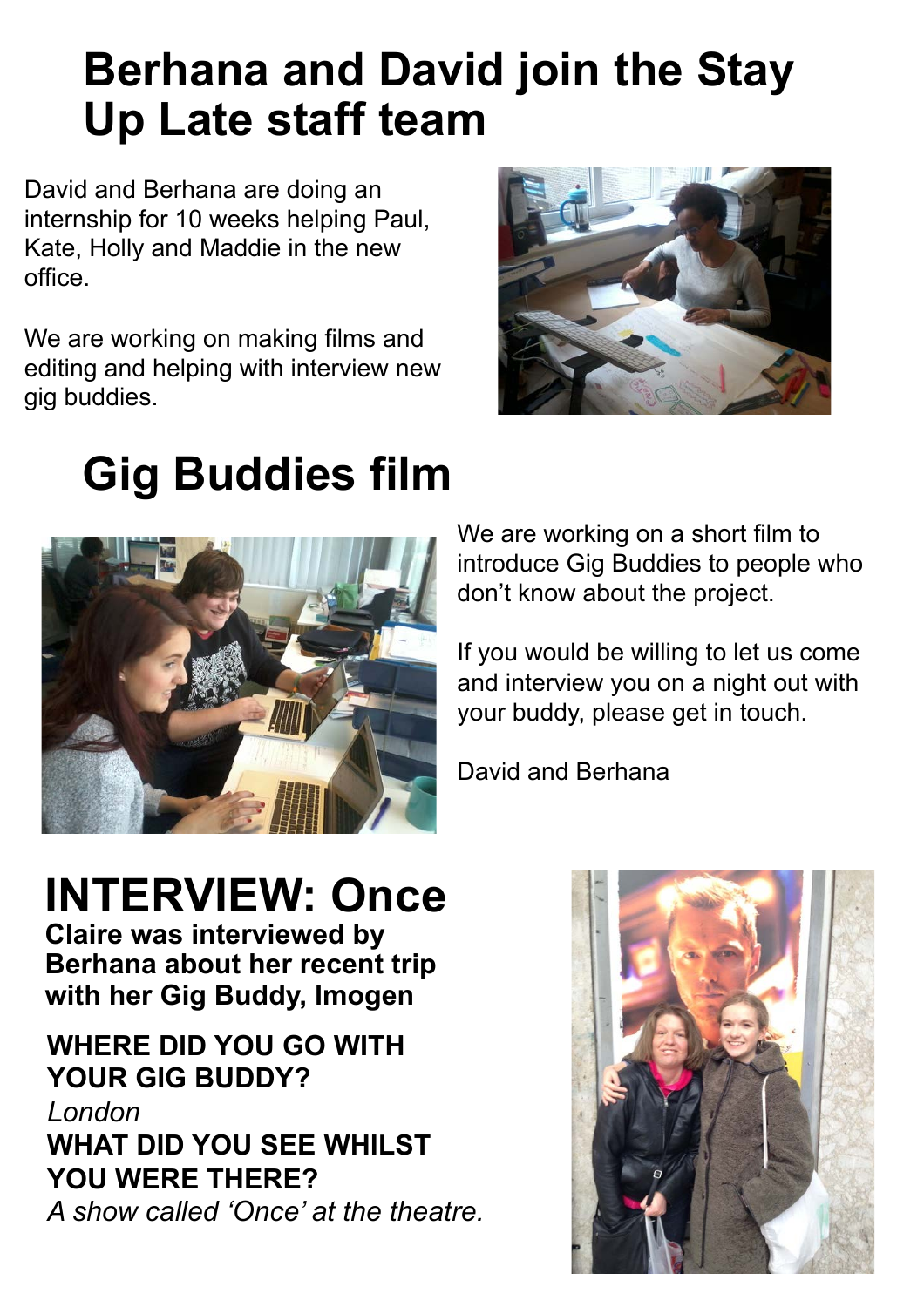# Berhana and David join the Stay Up Late staff team

David and Berhana are doing an internship for 10 weeks helping Paul, Kate, Holly and Maddie in the new office.

We are working on making films and editing and helping with interview new gig buddies.

# Gig Buddies film

We are working on a short film to introduce Gig Buddies to people who don't know about the project.

If you would be willing to let us come and interview you on a night out with your buddy, please get in touch.

David and Berhana

# INTERVIEW: Once

**Claire was interviewed by Berhana about her recent trip with her Gig Buddy, Imogen**

**WHERE DID YOU GO WITH YOUR GIG BUDDY?**

*London*

**WHAT DID YOU SEE WHILST YOU WERE THERE?**

*A show called 'Once' at the theatre.*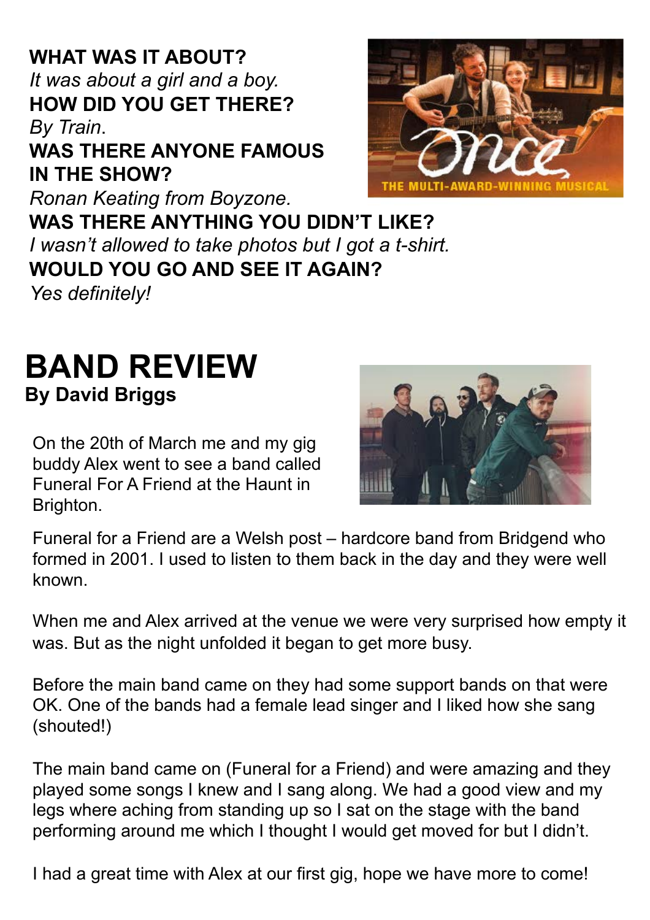**WHAT WAS IT ABOUT?**
*It was about a girl and a boy.*
**HOW DID YOU GET THERE?**
*By Train*.
**WAS THERE ANYONE FAMOUS IN THE SHOW?**
*Ronan Keating from Boyzone.*
**WAS THERE ANYTHING YOU DIDN'T LIKE?**
*I wasn't allowed to take photos but I got a t-shirt.*
**WOULD YOU GO AND SEE IT AGAIN?**
*Yes definitely!*

# BAND REVIEW

**By David Briggs**

On the 20th of March me and my gig buddy Alex went to see a band called Funeral For A Friend at the Haunt in Brighton.

Funeral for a Friend are a Welsh post – hardcore band from Bridgend who formed in 2001. I used to listen to them back in the day and they were well known.

When me and Alex arrived at the venue we were very surprised how empty it was. But as the night unfolded it began to get more busy.

Before the main band came on they had some support bands on that were OK. One of the bands had a female lead singer and I liked how she sang (shouted!)

The main band came on (Funeral for a Friend) and were amazing and they played some songs I knew and I sang along. We had a good view and my legs where aching from standing up so I sat on the stage with the band performing around me which I thought I would get moved for but I didn't.

I had a great time with Alex at our first gig, hope we have more to come!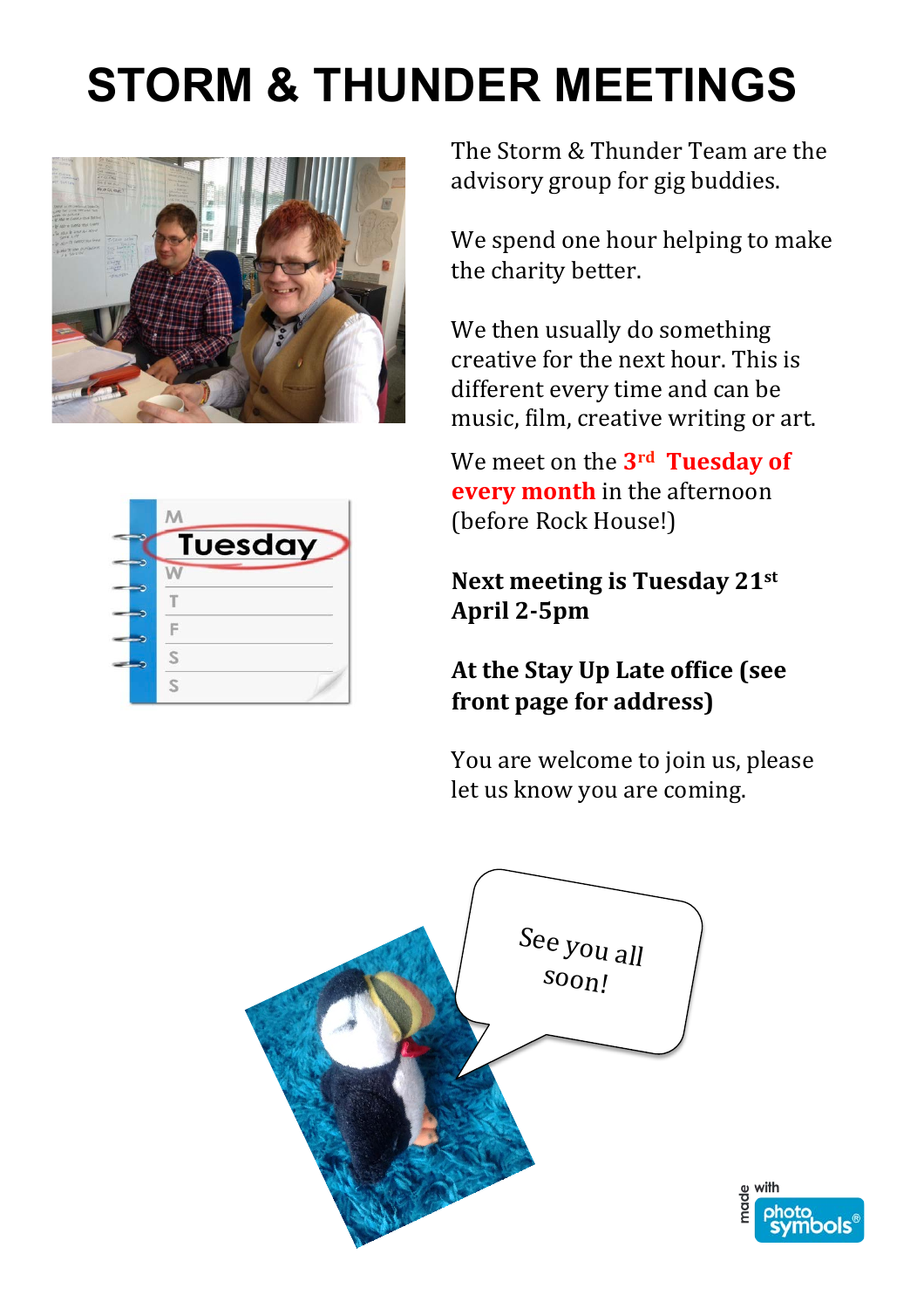# STORM & THUNDER MEETINGS

The Storm & Thunder Team are the advisory group for gig buddies.

We spend one hour helping to make the charity better.

We then usually do something creative for the next hour. This is different every time and can be music, film, creative writing or art.

We meet on the **3rd Tuesday of every month** in the afternoon (before Rock House!)

**Next meeting is Tuesday 21st April 2-5pm**

**At the Stay Up Late office (see front page for address)**

You are welcome to join us, please let us know you are coming.